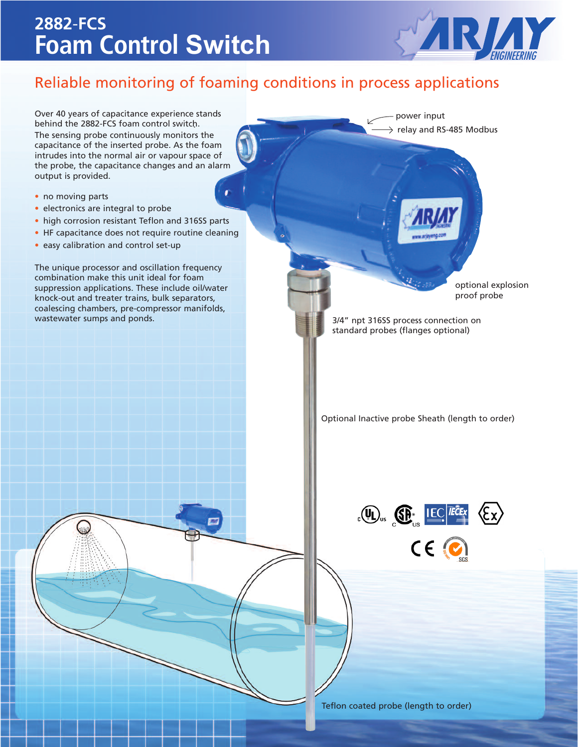# 2882-FCS
# Foam Control Switch

## Reliable monitoring of foaming conditions in process applications

Over 40 years of capacitance experience stands behind the 2882-FCS foam control switch.
The sensing probe continuously monitors the capacitance of the inserted probe. As the foam intrudes into the normal air or vapour space of the probe, the capacitance changes and an alarm output is provided.

- no moving parts
- electronics are integral to probe
- high corrosion resistant Teflon and 316SS parts
- HF capacitance does not require routine cleaning
- easy calibration and control set-up

The unique processor and oscillation frequency combination make this unit ideal for foam suppression applications. These include oil/water knock-out and treater trains, bulk separators, coalescing chambers, pre-compressor manifolds, wastewater sumps and ponds.

power input

relay and RS-485 Modbus

optional explosion proof probe

3/4" npt 316SS process connection on standard probes (flanges optional)

Optional Inactive probe Sheath (length to order)

Teflon coated probe (length to order)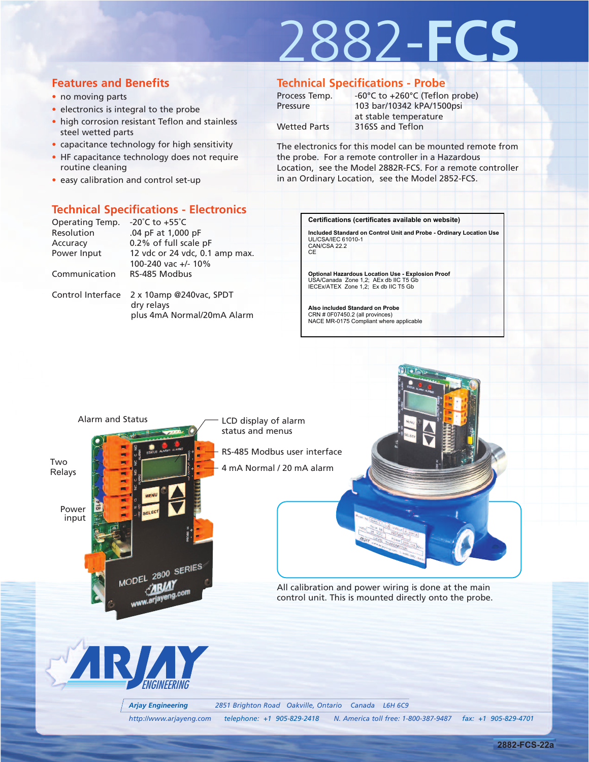# 2882-FCS

## Features and Benefits

- no moving parts
- electronics is integral to the probe
- high corrosion resistant Teflon and stainless steel wetted parts
- capacitance technology for high sensitivity
- HF capacitance technology does not require routine cleaning
- easy calibration and control set-up

## Technical Specifications - Probe

| | |
|---|---|
| Process Temp. | -60°C to +260°C (Teflon probe) |
| Pressure | 103 bar/10342 kPA/1500psi at stable temperature |
| Wetted Parts | 316SS and Teflon |

The electronics for this model can be mounted remote from the probe. For a remote controller in a Hazardous Location, see the Model 2882R-FCS. For a remote controller in an Ordinary Location, see the Model 2852-FCS.

## Technical Specifications - Electronics

| | |
|---|---|
| Operating Temp. | -20˚C to +55˚C |
| Resolution | .04 pF at 1,000 pF |
| Accuracy | 0.2% of full scale pF |
| Power Input | 12 vdc or 24 vdc, 0.1 amp max. 100-240 vac +/- 10% |
| Communication | RS-485 Modbus |
| Control Interface | 2 x 10amp @240vac, SPDT dry relays plus 4mA Normal/20mA Alarm |

**Certifications (certificates available on website)**

**Included Standard on Control Unit and Probe - Ordinary Location Use**
UL/CSA/IEC 61010-1
CAN/CSA 22.2
CE

**Optional Hazardous Location Use - Explosion Proof**
USA/Canada Zone 1,2; AEx db IIC T5 Gb
IECEx/ATEX Zone 1,2; Ex db IIC T5 Gb

**Also included Standard on Probe**
CRN # 0F07450.2 (all provinces)
NACE MR-0175 Compliant where applicable

Alarm and Status

Two Relays

Power input

LCD display of alarm status and menus

RS-485 Modbus user interface

4 mA Normal / 20 mA alarm

All calibration and power wiring is done at the main control unit. This is mounted directly onto the probe.

*Arjay Engineering* *2851 Brighton Road Oakville, Ontario Canada L6H 6C9*

*http://www.arjayeng.com telephone: +1 905-829-2418 N. America toll free: 1-800-387-9487 fax: +1 905-829-4701*

2882-FCS-22a